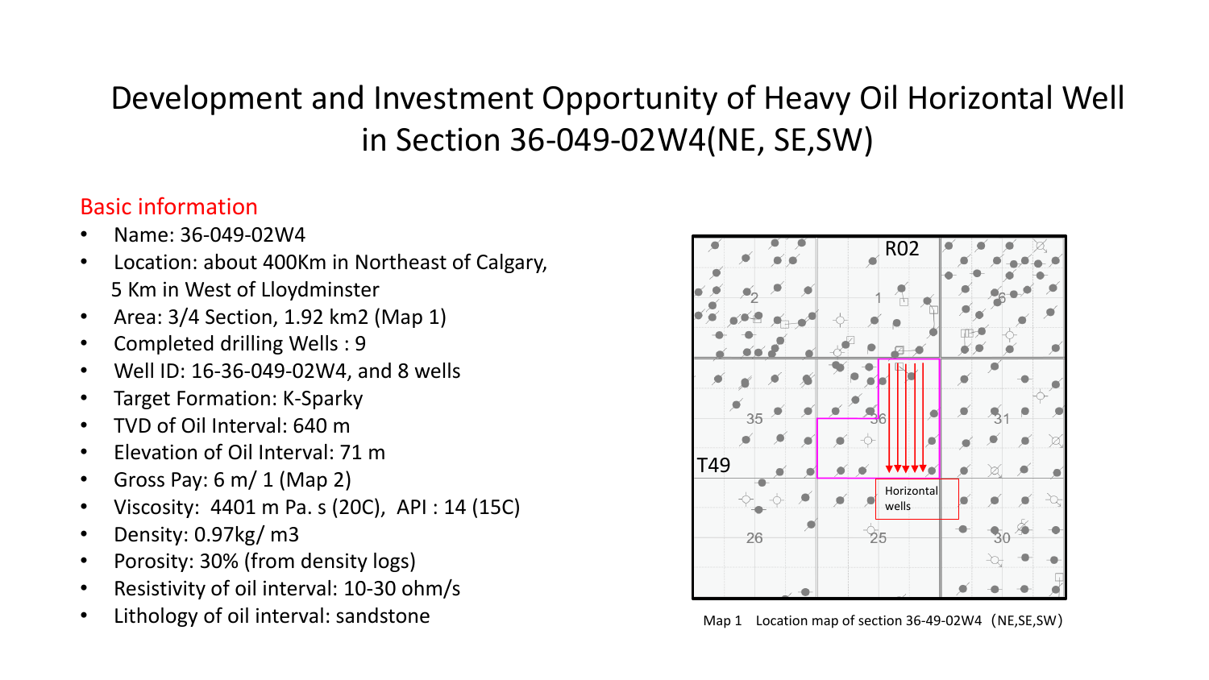# Development and Investment Opportunity of Heavy Oil Horizontal Well in Section 36-049-02W4(NE, SE,SW)

## Basic information

- Name: 36-049-02W4
- Location: about 400Km in Northeast of Calgary, 5 Km in West of Lloydminster
- Area: 3/4 Section, 1.92 km2 (Map 1)
- Completed drilling Wells : 9
- Well ID: 16-36-049-02W4, and 8 wells
- Target Formation: K-Sparky
- TVD of Oil Interval: 640 m
- Elevation of Oil Interval: 71 m
- Gross Pay: 6 m/ 1 (Map 2)
- Viscosity: 4401 m Pa. s (20C), API : 14 (15C)
- Density: 0.97kg/ m3
- Porosity: 30% (from density logs)
- Resistivity of oil interval: 10-30 ohm/s
- Lithology of oil interval: sandstone

R02

2

1

6

35

36

31

T49

Horizontal wells

26

25

30

Map 1 Location map of section 36-49-02W4（NE,SE,SW）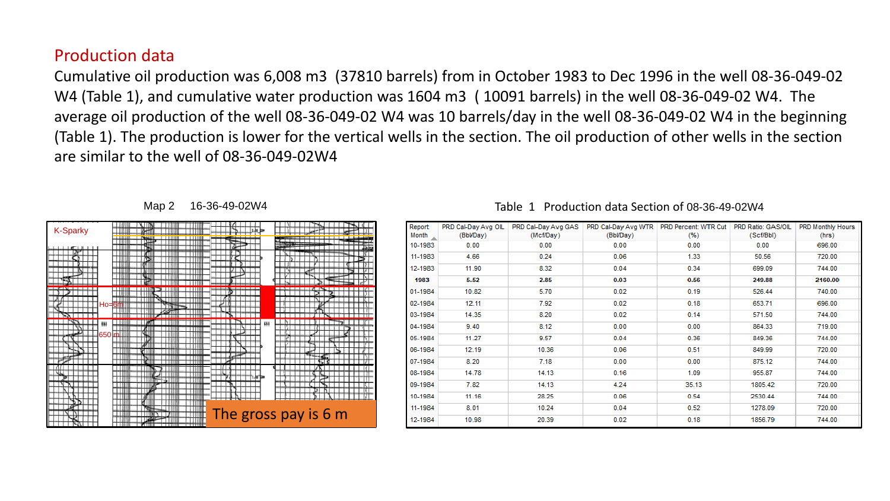# Production data

Cumulative oil production was 6,008 m3 (37810 barrels) from in October 1983 to Dec 1996 in the well 08-36-049-02 W4 (Table 1), and cumulative water production was 1604 m3 ( 10091 barrels) in the well 08-36-049-02 W4. The average oil production of the well 08-36-049-02 W4 was 10 barrels/day in the well 08-36-049-02 W4 in the beginning (Table 1). The production is lower for the vertical wells in the section. The oil production of other wells in the section are similar to the well of 08-36-049-02W4

Map 2 16-36-49-02W4

K-Sparky

Ho=6m

650 m

The gross pay is 6 m

Table 1 Production data Section of 08-36-49-02W4

| Report Month | PRD Cal-Day Avg OIL (Bbl/Day) | PRD Cal-Day Avg GAS (Mcf/Day) | PRD Cal-Day Avg WTR (Bbl/Day) | PRD Percent: WTR Cut (%) | PRD Ratio: GAS/OIL (Scf/Bbl) | PRD Monthly Hours (hrs) |
|---|---|---|---|---|---|---|
| 10-1983 | 0.00 | 0.00 | 0.00 | 0.00 | 0.00 | 696.00 |
| 11-1983 | 4.66 | 0.24 | 0.06 | 1.33 | 50.56 | 720.00 |
| 12-1983 | 11.90 | 8.32 | 0.04 | 0.34 | 699.09 | 744.00 |
| **1983** | **5.52** | **2.85** | **0.03** | **0.56** | **249.88** | **2160.00** |
| 01-1984 | 10.82 | 5.70 | 0.02 | 0.19 | 526.44 | 740.00 |
| 02-1984 | 12.11 | 7.92 | 0.02 | 0.18 | 653.71 | 696.00 |
| 03-1984 | 14.35 | 8.20 | 0.02 | 0.14 | 571.50 | 744.00 |
| 04-1984 | 9.40 | 8.12 | 0.00 | 0.00 | 864.33 | 719.00 |
| 05-1984 | 11.27 | 9.57 | 0.04 | 0.36 | 849.36 | 744.00 |
| 06-1984 | 12.19 | 10.36 | 0.06 | 0.51 | 849.99 | 720.00 |
| 07-1984 | 8.20 | 7.18 | 0.00 | 0.00 | 875.12 | 744.00 |
| 08-1984 | 14.78 | 14.13 | 0.16 | 1.09 | 955.87 | 744.00 |
| 09-1984 | 7.82 | 14.13 | 4.24 | 35.13 | 1805.42 | 720.00 |
| 10-1984 | 11.16 | 28.25 | 0.06 | 0.54 | 2530.44 | 744.00 |
| 11-1984 | 8.01 | 10.24 | 0.04 | 0.52 | 1278.09 | 720.00 |
| 12-1984 | 10.98 | 20.39 | 0.02 | 0.18 | 1856.79 | 744.00 |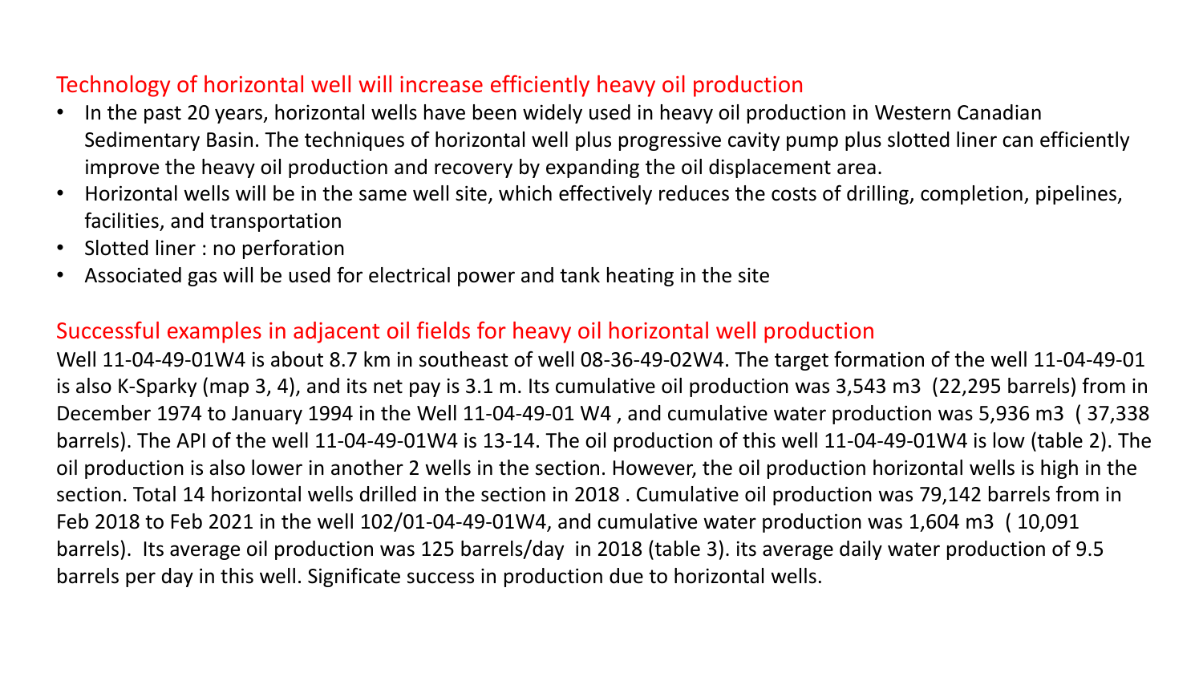## Technology of horizontal well will increase efficiently heavy oil production

- In the past 20 years, horizontal wells have been widely used in heavy oil production in Western Canadian Sedimentary Basin. The techniques of horizontal well plus progressive cavity pump plus slotted liner can efficiently improve the heavy oil production and recovery by expanding the oil displacement area.
- Horizontal wells will be in the same well site, which effectively reduces the costs of drilling, completion, pipelines, facilities, and transportation
- Slotted liner : no perforation
- Associated gas will be used for electrical power and tank heating in the site

## Successful examples in adjacent oil fields for heavy oil horizontal well production

Well 11-04-49-01W4 is about 8.7 km in southeast of well 08-36-49-02W4. The target formation of the well 11-04-49-01 is also K-Sparky (map 3, 4), and its net pay is 3.1 m. Its cumulative oil production was 3,543 m3 (22,295 barrels) from in December 1974 to January 1994 in the Well 11-04-49-01 W4 , and cumulative water production was 5,936 m3 ( 37,338 barrels). The API of the well 11-04-49-01W4 is 13-14. The oil production of this well 11-04-49-01W4 is low (table 2). The oil production is also lower in another 2 wells in the section. However, the oil production horizontal wells is high in the section. Total 14 horizontal wells drilled in the section in 2018 . Cumulative oil production was 79,142 barrels from in Feb 2018 to Feb 2021 in the well 102/01-04-49-01W4, and cumulative water production was 1,604 m3 ( 10,091 barrels). Its average oil production was 125 barrels/day in 2018 (table 3). its average daily water production of 9.5 barrels per day in this well. Significate success in production due to horizontal wells.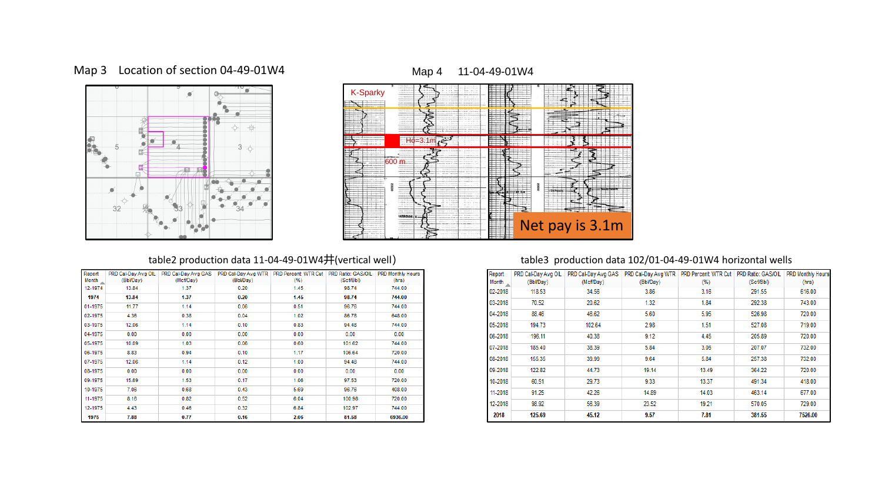Map 3 Location of section 04-49-01W4

3

4

5

32

33

34

Map 4 11-04-49-01W4

K-Sparky

Ho=3.1m

600 m

Net pay is 3.1m

table2 production data 11-04-49-01W4井(vertical well)

| Report Month | PRD Cal-Day Avg OIL (Bbl/Day) | PRD Cal-Day Avg GAS (Mcf/Day) | PRD Cal-Day Avg WTR (Bbl/Day) | PRD Percent WTR Cut (%) | PRD Ratio: GAS/OIL (Scf/Bbl) | PRD Monthly Hours (hrs) |
|---|---|---|---|---|---|---|
| 12-1974 | 13.84 | 1.37 | 0.20 | 1.45 | 98.74 | 744.00 |
| **1974** | **13.84** | **1.37** | **0.20** | **1.45** | **98.74** | **744.00** |
| 01-1975 | 11.77 | 1.14 | 0.06 | 0.51 | 96.76 | 744.00 |
| 02-1975 | 4.36 | 0.38 | 0.04 | 1.02 | 86.78 | 648.00 |
| 03-1975 | 12.06 | 1.14 | 0.10 | 0.83 | 94.48 | 744.00 |
| 04-1975 | 0.00 | 0.00 | 0.00 | 0.00 | 0.00 | 0.00 |
| 05-1975 | 10.09 | 1.03 | 0.06 | 0.60 | 101.62 | 744.00 |
| 06-1975 | 8.83 | 0.94 | 0.10 | 1.17 | 106.64 | 720.00 |
| 07-1975 | 12.06 | 1.14 | 0.12 | 1.00 | 94.48 | 744.00 |
| 08-1975 | 0.00 | 0.00 | 0.00 | 0.00 | 0.00 | 0.00 |
| 09-1975 | 15.69 | 1.53 | 0.17 | 1.06 | 97.53 | 720.00 |
| 10-1975 | 7.06 | 0.68 | 0.43 | 5.69 | 96.76 | 408.00 |
| 11-1975 | 8.16 | 0.82 | 0.52 | 6.04 | 100.98 | 720.00 |
| 12-1975 | 4.43 | 0.46 | 0.32 | 6.84 | 102.97 | 744.00 |
| **1975** | **7.88** | **0.77** | **0.16** | **2.06** | **81.58** | **6936.00** |

table3 production data 102/01-04-49-01W4 horizontal wells

| Report Month | PRD Cal-Day Avg OIL (Bbl/Day) | PRD Cal-Day Avg GAS (Mcf/Day) | PRD Cal-Day Avg WTR (Bbl/Day) | PRD Percent WTR Cut (%) | PRD Ratio: GAS/OIL (Scf/Bbl) | PRD Monthly Hours (hrs) |
|---|---|---|---|---|---|---|
| 02-2018 | 118.53 | 34.56 | 3.86 | 3.16 | 291.55 | 616.00 |
| 03-2018 | 70.52 | 20.62 | 1.32 | 1.84 | 292.38 | 743.00 |
| 04-2018 | 88.46 | 46.62 | 5.60 | 5.95 | 526.98 | 720.00 |
| 05-2018 | 194.73 | 102.64 | 2.98 | 1.51 | 527.08 | 719.00 |
| 06-2018 | 196.11 | 40.38 | 9.12 | 4.45 | 205.89 | 720.00 |
| 07-2018 | 185.40 | 38.39 | 5.84 | 3.06 | 207.07 | 732.00 |
| 08-2018 | 155.35 | 39.99 | 9.64 | 5.84 | 257.38 | 732.00 |
| 09-2018 | 122.82 | 44.73 | 19.14 | 13.49 | 364.22 | 720.00 |
| 10-2018 | 60.51 | 29.73 | 9.33 | 13.37 | 491.34 | 418.00 |
| 11-2018 | 91.25 | 42.26 | 14.89 | 14.03 | 463.14 | 677.00 |
| 12-2018 | 98.92 | 56.39 | 23.52 | 19.21 | 570.05 | 729.00 |
| **2018** | **125.69** | **45.12** | **9.57** | **7.81** | **381.55** | **7526.00** |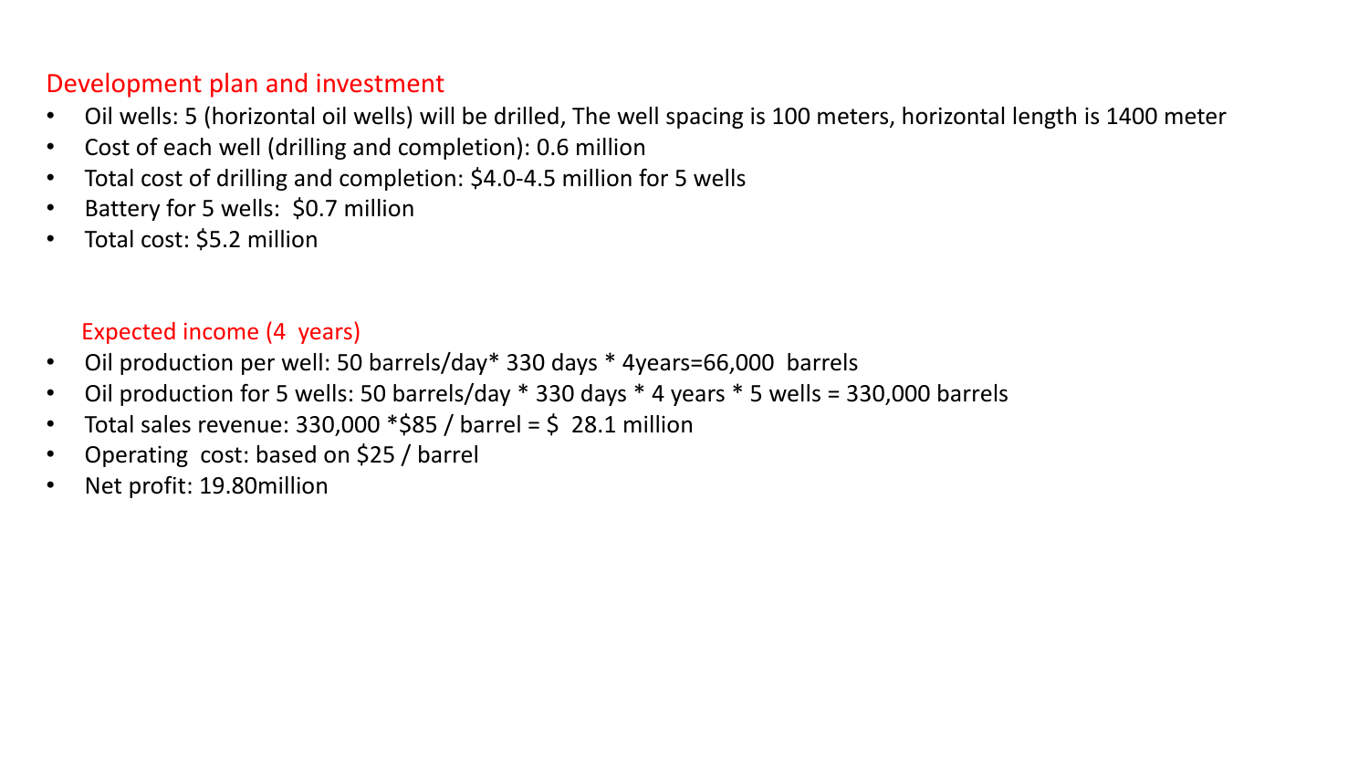## Development plan and investment

- Oil wells: 5 (horizontal oil wells) will be drilled, The well spacing is 100 meters, horizontal length is 1400 meter
- Cost of each well (drilling and completion): 0.6 million
- Total cost of drilling and completion: $4.0-4.5 million for 5 wells
- Battery for 5 wells: $0.7 million
- Total cost: $5.2 million

## Expected income (4 years)

- Oil production per well: 50 barrels/day* 330 days * 4years=66,000 barrels
- Oil production for 5 wells: 50 barrels/day * 330 days * 4 years * 5 wells = 330,000 barrels
- Total sales revenue: 330,000 *$85 / barrel = $ 28.1 million
- Operating cost: based on $25 / barrel
- Net profit: 19.80million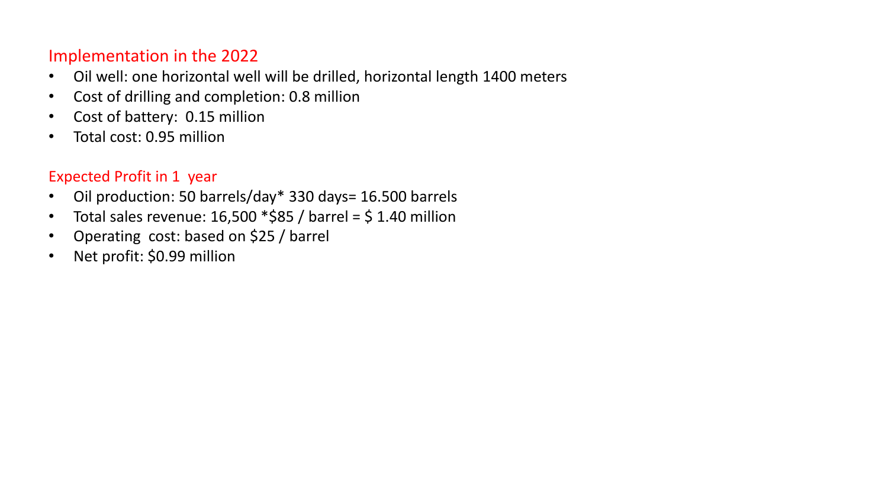## Implementation in the 2022

- Oil well: one horizontal well will be drilled, horizontal length 1400 meters
- Cost of drilling and completion: 0.8 million
- Cost of battery: 0.15 million
- Total cost: 0.95 million

## Expected Profit in 1 year

- Oil production: 50 barrels/day* 330 days= 16.500 barrels
- Total sales revenue: 16,500 *$85 / barrel = $ 1.40 million
- Operating cost: based on $25 / barrel
- Net profit: $0.99 million